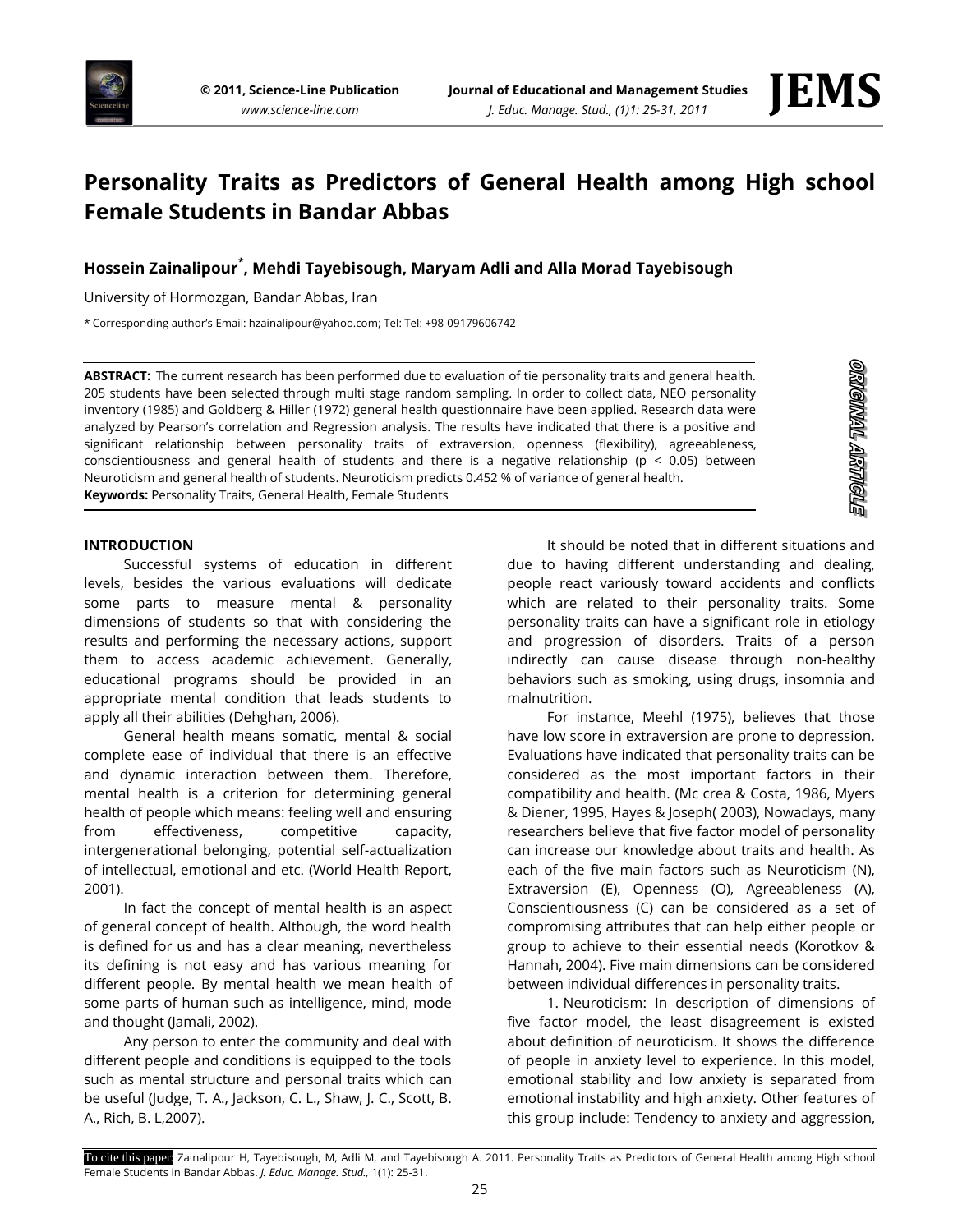# Personality Traits as Predictors of General Health among High school Female Students in Bandar Abbas

**Hossein Zainalipour*, Mehdi Tayebisough, Maryam Adli and Alla Morad Tayebisough**

University of Hormozgan, Bandar Abbas, Iran

* Corresponding author's Email: hzainalipour@yahoo.com; Tel: Tel: +98-09179606742

**ABSTRACT:** The current research has been performed due to evaluation of tie personality traits and general health. 205 students have been selected through multi stage random sampling. In order to collect data, NEO personality inventory (1985) and Goldberg & Hiller (1972) general health questionnaire have been applied. Research data were analyzed by Pearson's correlation and Regression analysis. The results have indicated that there is a positive and significant relationship between personality traits of extraversion, openness (flexibility), agreeableness, conscientiousness and general health of students and there is a negative relationship ($p < 0.05$) between Neuroticism and general health of students. Neuroticism predicts 0.452 % of variance of general health.

**Keywords:** Personality Traits, General Health, Female Students

ORIGINAL ARTICLE

## INTRODUCTION

Successful systems of education in different levels, besides the various evaluations will dedicate some parts to measure mental & personality dimensions of students so that with considering the results and performing the necessary actions, support them to access academic achievement. Generally, educational programs should be provided in an appropriate mental condition that leads students to apply all their abilities (Dehghan, 2006).

General health means somatic, mental & social complete ease of individual that there is an effective and dynamic interaction between them. Therefore, mental health is a criterion for determining general health of people which means: feeling well and ensuring from effectiveness, competitive capacity, intergenerational belonging, potential self-actualization of intellectual, emotional and etc. (World Health Report, 2001).

In fact the concept of mental health is an aspect of general concept of health. Although, the word health is defined for us and has a clear meaning, nevertheless its defining is not easy and has various meaning for different people. By mental health we mean health of some parts of human such as intelligence, mind, mode and thought (Jamali, 2002).

Any person to enter the community and deal with different people and conditions is equipped to the tools such as mental structure and personal traits which can be useful (Judge, T. A., Jackson, C. L., Shaw, J. C., Scott, B. A., Rich, B. L,2007).

It should be noted that in different situations and due to having different understanding and dealing, people react variously toward accidents and conflicts which are related to their personality traits. Some personality traits can have a significant role in etiology and progression of disorders. Traits of a person indirectly can cause disease through non-healthy behaviors such as smoking, using drugs, insomnia and malnutrition.

For instance, Meehl (1975), believes that those have low score in extraversion are prone to depression. Evaluations have indicated that personality traits can be considered as the most important factors in their compatibility and health. (Mc crea & Costa, 1986, Myers & Diener, 1995, Hayes & Joseph( 2003), Nowadays, many researchers believe that five factor model of personality can increase our knowledge about traits and health. As each of the five main factors such as Neuroticism (N), Extraversion (E), Openness (O), Agreeableness (A), Conscientiousness (C) can be considered as a set of compromising attributes that can help either people or group to achieve to their essential needs (Korotkov & Hannah, 2004). Five main dimensions can be considered between individual differences in personality traits.

1. Neuroticism: In description of dimensions of five factor model, the least disagreement is existed about definition of neuroticism. It shows the difference of people in anxiety level to experience. In this model, emotional stability and low anxiety is separated from emotional instability and high anxiety. Other features of this group include: Tendency to anxiety and aggression,

To cite this paper: Zainalipour H, Tayebisough, M, Adli M, and Tayebisough A. 2011. Personality Traits as Predictors of General Health among High school Female Students in Bandar Abbas. *J. Educ. Manage. Stud.,* 1(1): 25-31.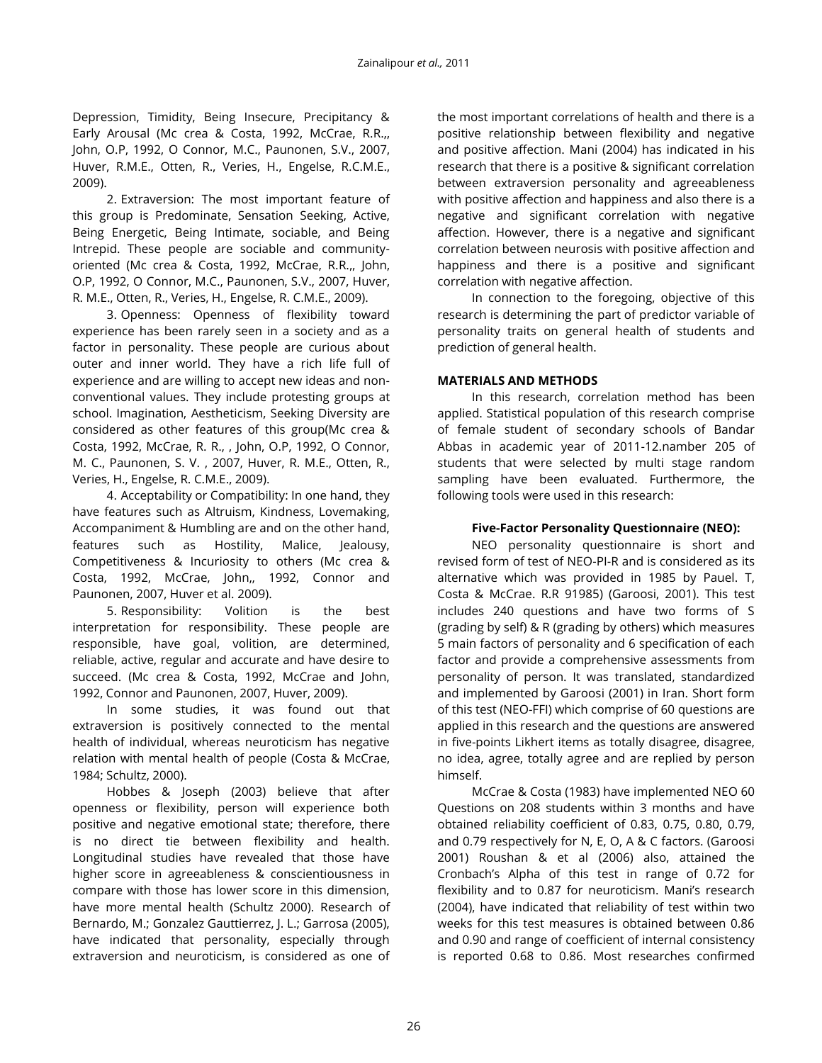Depression, Timidity, Being Insecure, Precipitancy & Early Arousal (Mc crea & Costa, 1992, McCrae, R.R.,, John, O.P, 1992, O Connor, M.C., Paunonen, S.V., 2007, Huver, R.M.E., Otten, R., Veries, H., Engelse, R.C.M.E., 2009).

2. Extraversion: The most important feature of this group is Predominate, Sensation Seeking, Active, Being Energetic, Being Intimate, sociable, and Being Intrepid. These people are sociable and community-oriented (Mc crea & Costa, 1992, McCrae, R.R.,, John, O.P, 1992, O Connor, M.C., Paunonen, S.V., 2007, Huver, R. M.E., Otten, R., Veries, H., Engelse, R. C.M.E., 2009).

3. Openness: Openness of flexibility toward experience has been rarely seen in a society and as a factor in personality. These people are curious about outer and inner world. They have a rich life full of experience and are willing to accept new ideas and non-conventional values. They include protesting groups at school. Imagination, Aestheticism, Seeking Diversity are considered as other features of this group(Mc crea & Costa, 1992, McCrae, R. R., , John, O.P, 1992, O Connor, M. C., Paunonen, S. V. , 2007, Huver, R. M.E., Otten, R., Veries, H., Engelse, R. C.M.E., 2009).

4. Acceptability or Compatibility: In one hand, they have features such as Altruism, Kindness, Lovemaking, Accompaniment & Humbling are and on the other hand, features such as Hostility, Malice, Jealousy, Competitiveness & Incuriosity to others (Mc crea & Costa, 1992, McCrae, John,, 1992, Connor and Paunonen, 2007, Huver et al. 2009).

5. Responsibility: Volition is the best interpretation for responsibility. These people are responsible, have goal, volition, are determined, reliable, active, regular and accurate and have desire to succeed. (Mc crea & Costa, 1992, McCrae and John, 1992, Connor and Paunonen, 2007, Huver, 2009).

In some studies, it was found out that extraversion is positively connected to the mental health of individual, whereas neuroticism has negative relation with mental health of people (Costa & McCrae, 1984; Schultz, 2000).

Hobbes & Joseph (2003) believe that after openness or flexibility, person will experience both positive and negative emotional state; therefore, there is no direct tie between flexibility and health. Longitudinal studies have revealed that those have higher score in agreeableness & conscientiousness in compare with those has lower score in this dimension, have more mental health (Schultz 2000). Research of Bernardo, M.; Gonzalez Gauttierrez, J. L.; Garrosa (2005), have indicated that personality, especially through extraversion and neuroticism, is considered as one of the most important correlations of health and there is a positive relationship between flexibility and negative and positive affection. Mani (2004) has indicated in his research that there is a positive & significant correlation between extraversion personality and agreeableness with positive affection and happiness and also there is a negative and significant correlation with negative affection. However, there is a negative and significant correlation between neurosis with positive affection and happiness and there is a positive and significant correlation with negative affection.

In connection to the foregoing, objective of this research is determining the part of predictor variable of personality traits on general health of students and prediction of general health.

## MATERIALS AND METHODS

In this research, correlation method has been applied. Statistical population of this research comprise of female student of secondary schools of Bandar Abbas in academic year of 2011-12.namber 205 of students that were selected by multi stage random sampling have been evaluated. Furthermore, the following tools were used in this research:

### Five-Factor Personality Questionnaire (NEO):

NEO personality questionnaire is short and revised form of test of NEO-PI-R and is considered as its alternative which was provided in 1985 by Pauel. T, Costa & McCrae. R.R 91985) (Garoosi, 2001). This test includes 240 questions and have two forms of S (grading by self) & R (grading by others) which measures 5 main factors of personality and 6 specification of each factor and provide a comprehensive assessments from personality of person. It was translated, standardized and implemented by Garoosi (2001) in Iran. Short form of this test (NEO-FFI) which comprise of 60 questions are applied in this research and the questions are answered in five-points Likhert items as totally disagree, disagree, no idea, agree, totally agree and are replied by person himself.

McCrae & Costa (1983) have implemented NEO 60 Questions on 208 students within 3 months and have obtained reliability coefficient of 0.83, 0.75, 0.80, 0.79, and 0.79 respectively for N, E, O, A & C factors. (Garoosi 2001) Roushan & et al (2006) also, attained the Cronbach's Alpha of this test in range of 0.72 for flexibility and to 0.87 for neuroticism. Mani's research (2004), have indicated that reliability of test within two weeks for this test measures is obtained between 0.86 and 0.90 and range of coefficient of internal consistency is reported 0.68 to 0.86. Most researches confirmed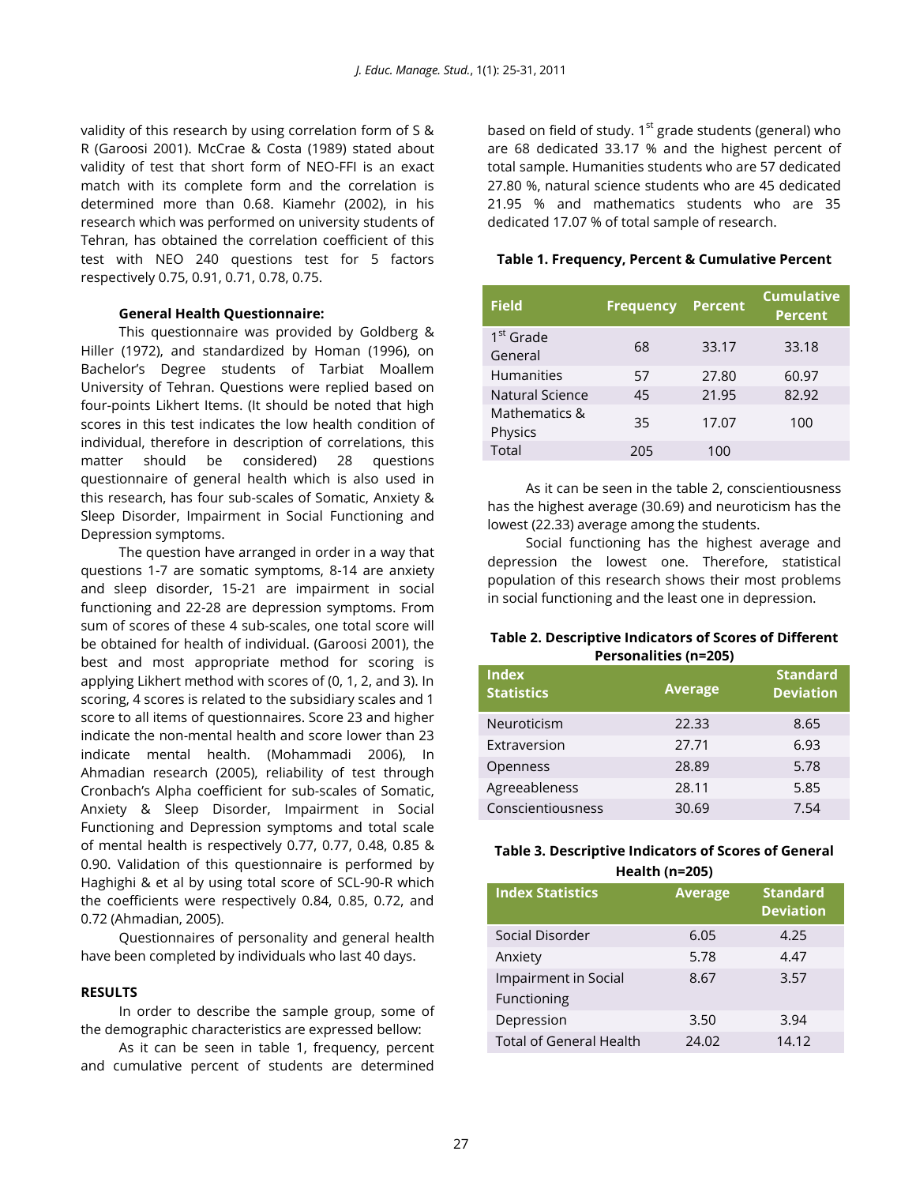validity of this research by using correlation form of S & R (Garoosi 2001). McCrae & Costa (1989) stated about validity of test that short form of NEO-FFI is an exact match with its complete form and the correlation is determined more than 0.68. Kiamehr (2002), in his research which was performed on university students of Tehran, has obtained the correlation coefficient of this test with NEO 240 questions test for 5 factors respectively 0.75, 0.91, 0.71, 0.78, 0.75.

**General Health Questionnaire:**

This questionnaire was provided by Goldberg & Hiller (1972), and standardized by Homan (1996), on Bachelor's Degree students of Tarbiat Moallem University of Tehran. Questions were replied based on four-points Likhert Items. (It should be noted that high scores in this test indicates the low health condition of individual, therefore in description of correlations, this matter should be considered) 28 questions questionnaire of general health which is also used in this research, has four sub-scales of Somatic, Anxiety & Sleep Disorder, Impairment in Social Functioning and Depression symptoms.

The question have arranged in order in a way that questions 1-7 are somatic symptoms, 8-14 are anxiety and sleep disorder, 15-21 are impairment in social functioning and 22-28 are depression symptoms. From sum of scores of these 4 sub-scales, one total score will be obtained for health of individual. (Garoosi 2001), the best and most appropriate method for scoring is applying Likhert method with scores of (0, 1, 2, and 3). In scoring, 4 scores is related to the subsidiary scales and 1 score to all items of questionnaires. Score 23 and higher indicate the non-mental health and score lower than 23 indicate mental health. (Mohammadi 2006), In Ahmadian research (2005), reliability of test through Cronbach's Alpha coefficient for sub-scales of Somatic, Anxiety & Sleep Disorder, Impairment in Social Functioning and Depression symptoms and total scale of mental health is respectively 0.77, 0.77, 0.48, 0.85 & 0.90. Validation of this questionnaire is performed by Haghighi & et al by using total score of SCL-90-R which the coefficients were respectively 0.84, 0.85, 0.72, and 0.72 (Ahmadian, 2005).

Questionnaires of personality and general health have been completed by individuals who last 40 days.

## RESULTS

In order to describe the sample group, some of the demographic characteristics are expressed bellow:

As it can be seen in table 1, frequency, percent and cumulative percent of students are determined based on field of study. 1st grade students (general) who are 68 dedicated 33.17 % and the highest percent of total sample. Humanities students who are 57 dedicated 27.80 %, natural science students who are 45 dedicated 21.95 % and mathematics students who are 35 dedicated 17.07 % of total sample of research.

**Table 1. Frequency, Percent & Cumulative Percent**

| Field | Frequency | Percent | Cumulative Percent |
|---|---|---|---|
| 1st Grade General | 68 | 33.17 | 33.18 |
| Humanities | 57 | 27.80 | 60.97 |
| Natural Science | 45 | 21.95 | 82.92 |
| Mathematics & Physics | 35 | 17.07 | 100 |
| Total | 205 | 100 | |

As it can be seen in the table 2, conscientiousness has the highest average (30.69) and neuroticism has the lowest (22.33) average among the students.

Social functioning has the highest average and depression the lowest one. Therefore, statistical population of this research shows their most problems in social functioning and the least one in depression.

**Table 2. Descriptive Indicators of Scores of Different Personalities (n=205)**

| Index Statistics | Average | Standard Deviation |
|---|---|---|
| Neuroticism | 22.33 | 8.65 |
| Extraversion | 27.71 | 6.93 |
| Openness | 28.89 | 5.78 |
| Agreeableness | 28.11 | 5.85 |
| Conscientiousness | 30.69 | 7.54 |

**Table 3. Descriptive Indicators of Scores of General Health (n=205)**

| Index Statistics | Average | Standard Deviation |
|---|---|---|
| Social Disorder | 6.05 | 4.25 |
| Anxiety | 5.78 | 4.47 |
| Impairment in Social Functioning | 8.67 | 3.57 |
| Depression | 3.50 | 3.94 |
| Total of General Health | 24.02 | 14.12 |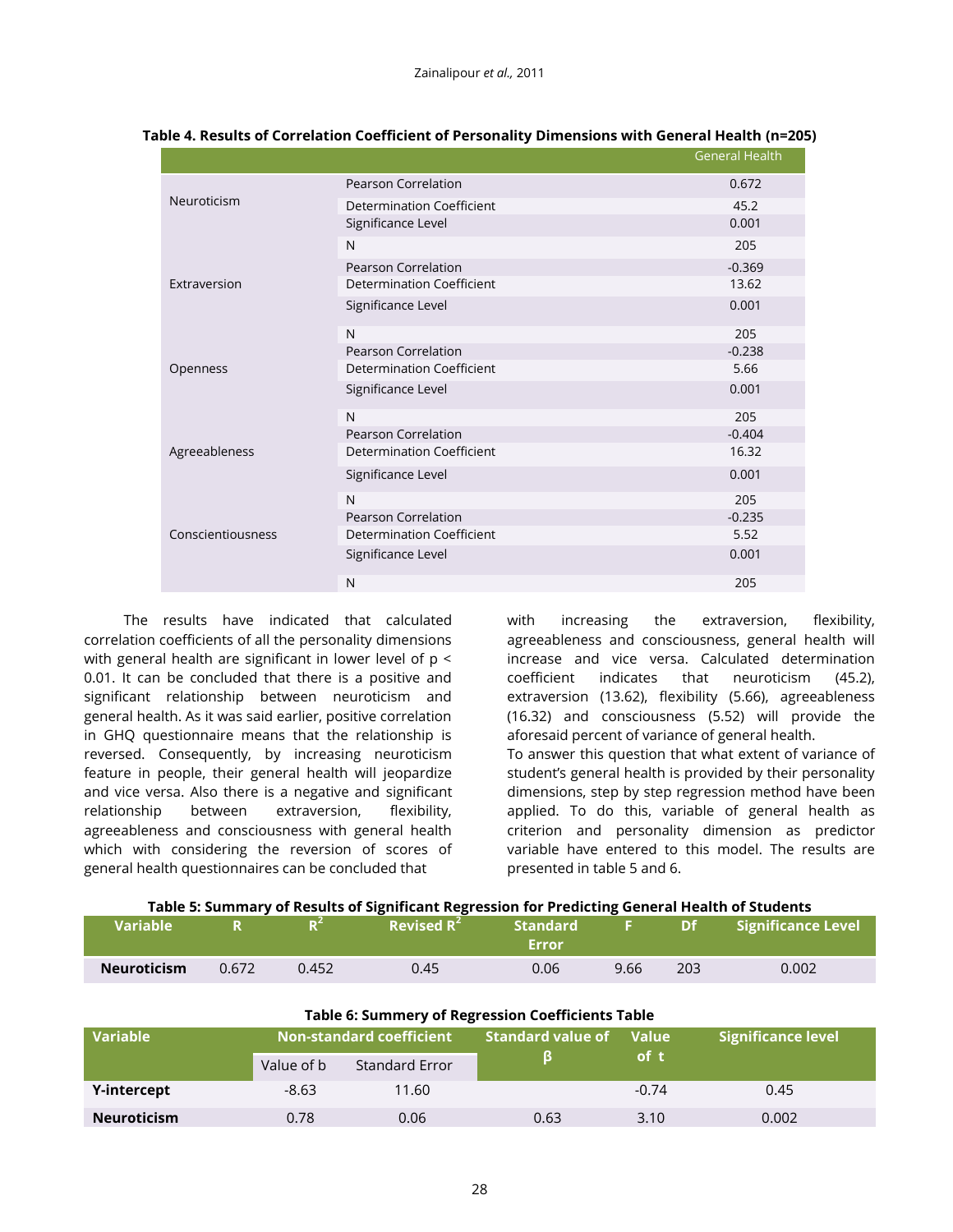**Table 4. Results of Correlation Coefficient of Personality Dimensions with General Health (n=205)**

| | | General Health |
|---|---|---|
| Neuroticism | Pearson Correlation | 0.672 |
| | Determination Coefficient | 45.2 |
| | Significance Level | 0.001 |
| | N | 205 |
| Extraversion | Pearson Correlation | -0.369 |
| | Determination Coefficient | 13.62 |
| | Significance Level | 0.001 |
| | N | 205 |
| Openness | Pearson Correlation | -0.238 |
| | Determination Coefficient | 5.66 |
| | Significance Level | 0.001 |
| | N | 205 |
| Agreeableness | Pearson Correlation | -0.404 |
| | Determination Coefficient | 16.32 |
| | Significance Level | 0.001 |
| | N | 205 |
| Conscientiousness | Pearson Correlation | -0.235 |
| | Determination Coefficient | 5.52 |
| | Significance Level | 0.001 |
| | N | 205 |

The results have indicated that calculated correlation coefficients of all the personality dimensions with general health are significant in lower level of $p < 0.01$. It can be concluded that there is a positive and significant relationship between neuroticism and general health. As it was said earlier, positive correlation in GHQ questionnaire means that the relationship is reversed. Consequently, by increasing neuroticism feature in people, their general health will jeopardize and vice versa. Also there is a negative and significant relationship between extraversion, flexibility, agreeableness and consciousness with general health which with considering the reversion of scores of general health questionnaires can be concluded that with increasing the extraversion, flexibility, agreeableness and consciousness, general health will increase and vice versa. Calculated determination coefficient indicates that neuroticism (45.2), extraversion (13.62), flexibility (5.66), agreeableness (16.32) and consciousness (5.52) will provide the aforesaid percent of variance of general health.

To answer this question that what extent of variance of student's general health is provided by their personality dimensions, step by step regression method have been applied. To do this, variable of general health as criterion and personality dimension as predictor variable have entered to this model. The results are presented in table 5 and 6.

**Table 5: Summary of Results of Significant Regression for Predicting General Health of Students**

| Variable | R | $R^2$ | Revised $R^2$ | Standard Error | F | Df | Significance Level |
|---|---|---|---|---|---|---|---|
| **Neuroticism** | 0.672 | 0.452 | 0.45 | 0.06 | 9.66 | 203 | 0.002 |

**Table 6: Summery of Regression Coefficients Table**

| Variable | Non-standard coefficient | | Standard value of β | Value of t | Significance level |
|---|---|---|---|---|---|
| | Value of b | Standard Error | | | |
| **Y-intercept** | -8.63 | 11.60 | | -0.74 | 0.45 |
| **Neuroticism** | 0.78 | 0.06 | 0.63 | 3.10 | 0.002 |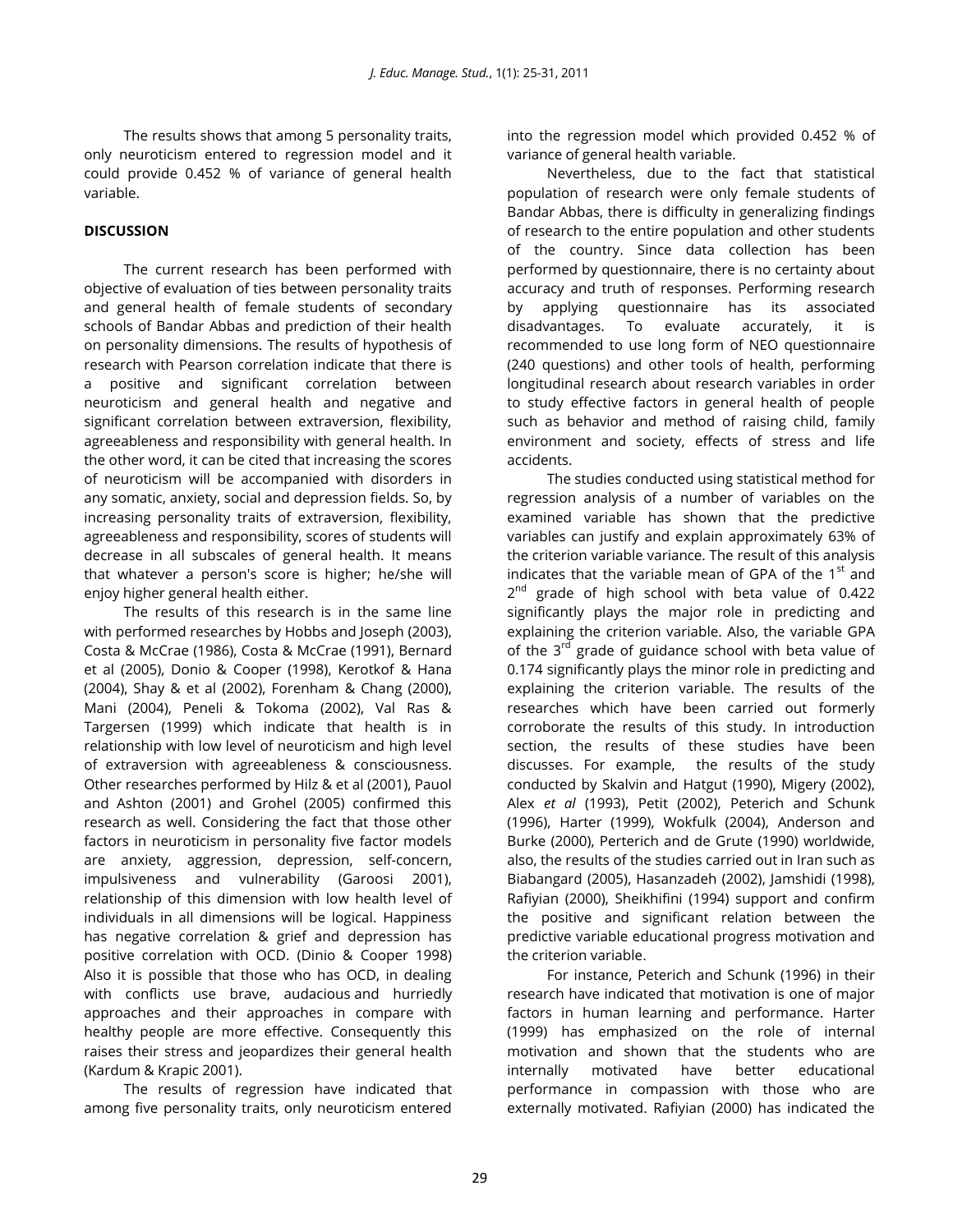The results shows that among 5 personality traits, only neuroticism entered to regression model and it could provide 0.452 % of variance of general health variable.

## DISCUSSION

The current research has been performed with objective of evaluation of ties between personality traits and general health of female students of secondary schools of Bandar Abbas and prediction of their health on personality dimensions. The results of hypothesis of research with Pearson correlation indicate that there is a positive and significant correlation between neuroticism and general health and negative and significant correlation between extraversion, flexibility, agreeableness and responsibility with general health. In the other word, it can be cited that increasing the scores of neuroticism will be accompanied with disorders in any somatic, anxiety, social and depression fields. So, by increasing personality traits of extraversion, flexibility, agreeableness and responsibility, scores of students will decrease in all subscales of general health. It means that whatever a person's score is higher; he/she will enjoy higher general health either.

The results of this research is in the same line with performed researches by Hobbs and Joseph (2003), Costa & McCrae (1986), Costa & McCrae (1991), Bernard et al (2005), Donio & Cooper (1998), Kerotkof & Hana (2004), Shay & et al (2002), Forenham & Chang (2000), Mani (2004), Peneli & Tokoma (2002), Val Ras & Targersen (1999) which indicate that health is in relationship with low level of neuroticism and high level of extraversion with agreeableness & consciousness. Other researches performed by Hilz & et al (2001), Pauol and Ashton (2001) and Grohel (2005) confirmed this research as well. Considering the fact that those other factors in neuroticism in personality five factor models are anxiety, aggression, depression, self-concern, impulsiveness and vulnerability (Garoosi 2001), relationship of this dimension with low health level of individuals in all dimensions will be logical. Happiness has negative correlation & grief and depression has positive correlation with OCD. (Dinio & Cooper 1998) Also it is possible that those who has OCD, in dealing with conflicts use brave, audacious and hurriedly approaches and their approaches in compare with healthy people are more effective. Consequently this raises their stress and jeopardizes their general health (Kardum & Krapic 2001).

The results of regression have indicated that among five personality traits, only neuroticism entered into the regression model which provided 0.452 % of variance of general health variable.

Nevertheless, due to the fact that statistical population of research were only female students of Bandar Abbas, there is difficulty in generalizing findings of research to the entire population and other students of the country. Since data collection has been performed by questionnaire, there is no certainty about accuracy and truth of responses. Performing research by applying questionnaire has its associated disadvantages. To evaluate accurately, it is recommended to use long form of NEO questionnaire (240 questions) and other tools of health, performing longitudinal research about research variables in order to study effective factors in general health of people such as behavior and method of raising child, family environment and society, effects of stress and life accidents.

The studies conducted using statistical method for regression analysis of a number of variables on the examined variable has shown that the predictive variables can justify and explain approximately 63% of the criterion variable variance. The result of this analysis indicates that the variable mean of GPA of the 1st and 2nd grade of high school with beta value of 0.422 significantly plays the major role in predicting and explaining the criterion variable. Also, the variable GPA of the 3rd grade of guidance school with beta value of 0.174 significantly plays the minor role in predicting and explaining the criterion variable. The results of the researches which have been carried out formerly corroborate the results of this study. In introduction section, the results of these studies have been discusses. For example, the results of the study conducted by Skalvin and Hatgut (1990), Migery (2002), Alex *et al* (1993), Petit (2002), Peterich and Schunk (1996), Harter (1999), Wokfulk (2004), Anderson and Burke (2000), Perterich and de Grute (1990) worldwide, also, the results of the studies carried out in Iran such as Biabangard (2005), Hasanzadeh (2002), Jamshidi (1998), Rafiyian (2000), Sheikhifini (1994) support and confirm the positive and significant relation between the predictive variable educational progress motivation and the criterion variable.

For instance, Peterich and Schunk (1996) in their research have indicated that motivation is one of major factors in human learning and performance. Harter (1999) has emphasized on the role of internal motivation and shown that the students who are internally motivated have better educational performance in compassion with those who are externally motivated. Rafiyian (2000) has indicated the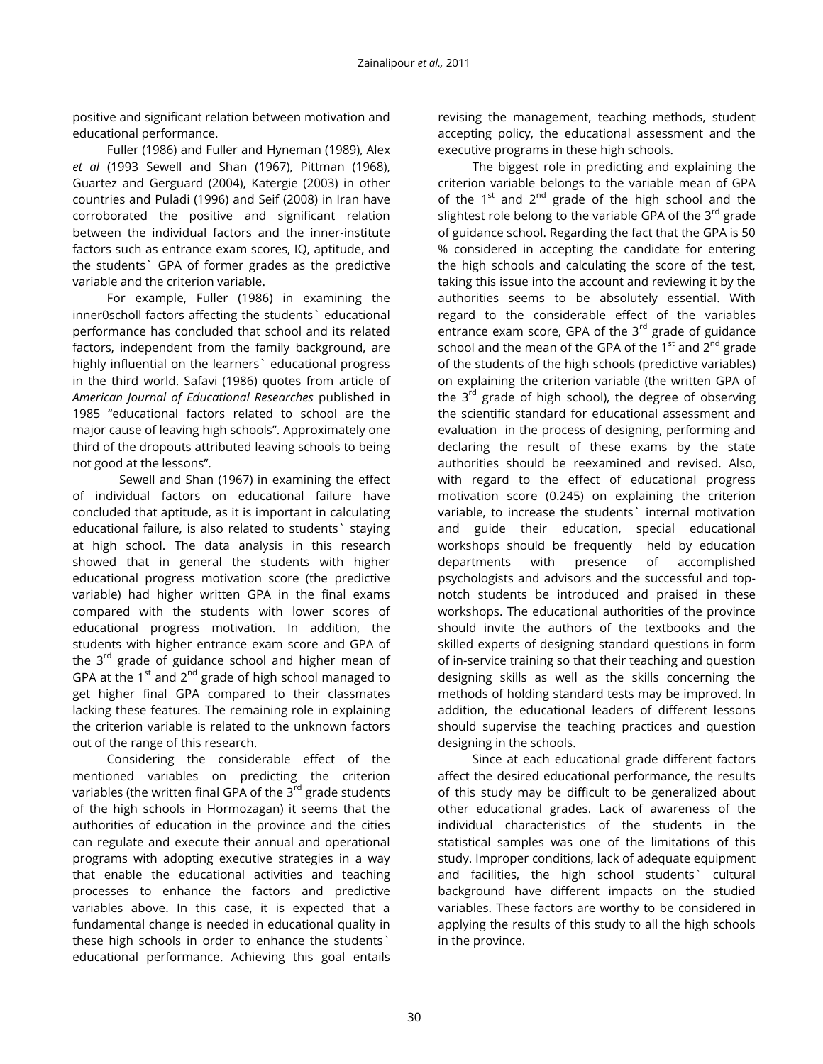positive and significant relation between motivation and educational performance.

Fuller (1986) and Fuller and Hyneman (1989), Alex *et al* (1993 Sewell and Shan (1967), Pittman (1968), Guartez and Gerguard (2004), Katergie (2003) in other countries and Puladi (1996) and Seif (2008) in Iran have corroborated the positive and significant relation between the individual factors and the inner-institute factors such as entrance exam scores, IQ, aptitude, and the students` GPA of former grades as the predictive variable and the criterion variable.

For example, Fuller (1986) in examining the inner0scholl factors affecting the students` educational performance has concluded that school and its related factors, independent from the family background, are highly influential on the learners` educational progress in the third world. Safavi (1986) quotes from article of *American Journal of Educational Researches* published in 1985 "educational factors related to school are the major cause of leaving high schools". Approximately one third of the dropouts attributed leaving schools to being not good at the lessons".

Sewell and Shan (1967) in examining the effect of individual factors on educational failure have concluded that aptitude, as it is important in calculating educational failure, is also related to students` staying at high school. The data analysis in this research showed that in general the students with higher educational progress motivation score (the predictive variable) had higher written GPA in the final exams compared with the students with lower scores of educational progress motivation. In addition, the students with higher entrance exam score and GPA of the 3rd grade of guidance school and higher mean of GPA at the 1st and 2nd grade of high school managed to get higher final GPA compared to their classmates lacking these features. The remaining role in explaining the criterion variable is related to the unknown factors out of the range of this research.

Considering the considerable effect of the mentioned variables on predicting the criterion variables (the written final GPA of the 3rd grade students of the high schools in Hormozagan) it seems that the authorities of education in the province and the cities can regulate and execute their annual and operational programs with adopting executive strategies in a way that enable the educational activities and teaching processes to enhance the factors and predictive variables above. In this case, it is expected that a fundamental change is needed in educational quality in these high schools in order to enhance the students` educational performance. Achieving this goal entails revising the management, teaching methods, student accepting policy, the educational assessment and the executive programs in these high schools.

The biggest role in predicting and explaining the criterion variable belongs to the variable mean of GPA of the 1st and 2nd grade of the high school and the slightest role belong to the variable GPA of the 3rd grade of guidance school. Regarding the fact that the GPA is 50 % considered in accepting the candidate for entering the high schools and calculating the score of the test, taking this issue into the account and reviewing it by the authorities seems to be absolutely essential. With regard to the considerable effect of the variables entrance exam score, GPA of the 3rd grade of guidance school and the mean of the GPA of the 1st and 2nd grade of the students of the high schools (predictive variables) on explaining the criterion variable (the written GPA of the 3rd grade of high school), the degree of observing the scientific standard for educational assessment and evaluation in the process of designing, performing and declaring the result of these exams by the state authorities should be reexamined and revised. Also, with regard to the effect of educational progress motivation score (0.245) on explaining the criterion variable, to increase the students` internal motivation and guide their education, special educational workshops should be frequently held by education departments with presence of accomplished psychologists and advisors and the successful and top-notch students be introduced and praised in these workshops. The educational authorities of the province should invite the authors of the textbooks and the skilled experts of designing standard questions in form of in-service training so that their teaching and question designing skills as well as the skills concerning the methods of holding standard tests may be improved. In addition, the educational leaders of different lessons should supervise the teaching practices and question designing in the schools.

Since at each educational grade different factors affect the desired educational performance, the results of this study may be difficult to be generalized about other educational grades. Lack of awareness of the individual characteristics of the students in the statistical samples was one of the limitations of this study. Improper conditions, lack of adequate equipment and facilities, the high school students` cultural background have different impacts on the studied variables. These factors are worthy to be considered in applying the results of this study to all the high schools in the province.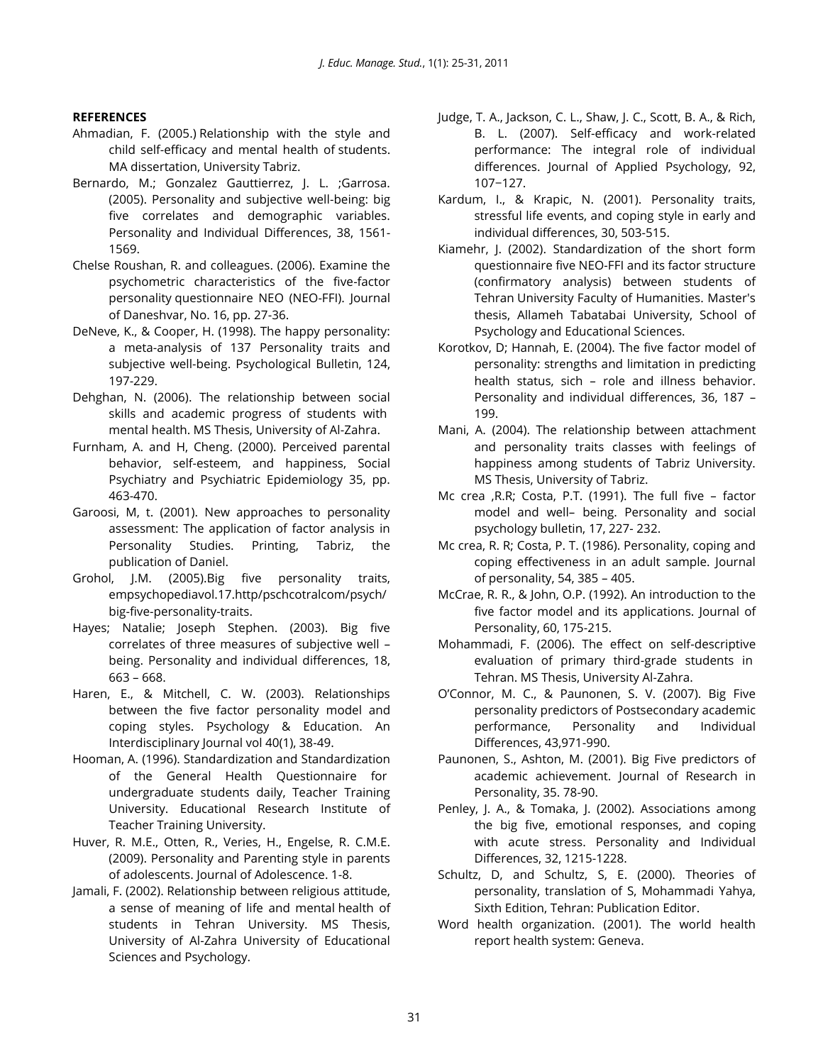**REFERENCES**

Ahmadian, F. (2005.) Relationship with the style and child self-efficacy and mental health of students. MA dissertation, University Tabriz.

Bernardo, M.; Gonzalez Gauttierrez, J. L. ;Garrosa. (2005). Personality and subjective well-being: big five correlates and demographic variables. Personality and Individual Differences, 38, 1561-1569.

Chelse Roushan, R. and colleagues. (2006). Examine the psychometric characteristics of the five-factor personality questionnaire NEO (NEO-FFI). Journal of Daneshvar, No. 16, pp. 27-36.

DeNeve, K., & Cooper, H. (1998). The happy personality: a meta-analysis of 137 Personality traits and subjective well-being. Psychological Bulletin, 124, 197-229.

Dehghan, N. (2006). The relationship between social skills and academic progress of students with mental health. MS Thesis, University of Al-Zahra.

Furnham, A. and H, Cheng. (2000). Perceived parental behavior, self-esteem, and happiness, Social Psychiatry and Psychiatric Epidemiology 35, pp. 463-470.

Garoosi, M, t. (2001). New approaches to personality assessment: The application of factor analysis in Personality Studies. Printing, Tabriz, the publication of Daniel.

Grohol, J.M. (2005).Big five personality traits, empsychopediavol.17.http/pschcotralcom/psych/ big-five-personality-traits.

Hayes; Natalie; Joseph Stephen. (2003). Big five correlates of three measures of subjective well – being. Personality and individual differences, 18, 663 – 668.

Haren, E., & Mitchell, C. W. (2003). Relationships between the five factor personality model and coping styles. Psychology & Education. An Interdisciplinary Journal vol 40(1), 38-49.

Hooman, A. (1996). Standardization and Standardization of the General Health Questionnaire for undergraduate students daily, Teacher Training University. Educational Research Institute of Teacher Training University.

Huver, R. M.E., Otten, R., Veries, H., Engelse, R. C.M.E. (2009). Personality and Parenting style in parents of adolescents. Journal of Adolescence. 1-8.

Jamali, F. (2002). Relationship between religious attitude, a sense of meaning of life and mental health of students in Tehran University. MS Thesis, University of Al-Zahra University of Educational Sciences and Psychology.

Judge, T. A., Jackson, C. L., Shaw, J. C., Scott, B. A., & Rich, B. L. (2007). Self-efficacy and work-related performance: The integral role of individual differences. Journal of Applied Psychology, 92, 107−127.

Kardum, I., & Krapic, N. (2001). Personality traits, stressful life events, and coping style in early and individual differences, 30, 503-515.

Kiamehr, J. (2002). Standardization of the short form questionnaire five NEO-FFI and its factor structure (confirmatory analysis) between students of Tehran University Faculty of Humanities. Master's thesis, Allameh Tabatabai University, School of Psychology and Educational Sciences.

Korotkov, D; Hannah, E. (2004). The five factor model of personality: strengths and limitation in predicting health status, sich – role and illness behavior. Personality and individual differences, 36, 187 – 199.

Mani, A. (2004). The relationship between attachment and personality traits classes with feelings of happiness among students of Tabriz University. MS Thesis, University of Tabriz.

Mc crea ,R.R; Costa, P.T. (1991). The full five – factor model and well– being. Personality and social psychology bulletin, 17, 227- 232.

Mc crea, R. R; Costa, P. T. (1986). Personality, coping and coping effectiveness in an adult sample. Journal of personality, 54, 385 – 405.

McCrae, R. R., & John, O.P. (1992). An introduction to the five factor model and its applications. Journal of Personality, 60, 175-215.

Mohammadi, F. (2006). The effect on self-descriptive evaluation of primary third-grade students in Tehran. MS Thesis, University Al-Zahra.

O'Connor, M. C., & Paunonen, S. V. (2007). Big Five personality predictors of Postsecondary academic performance, Personality and Individual Differences, 43,971-990.

Paunonen, S., Ashton, M. (2001). Big Five predictors of academic achievement. Journal of Research in Personality, 35. 78-90.

Penley, J. A., & Tomaka, J. (2002). Associations among the big five, emotional responses, and coping with acute stress. Personality and Individual Differences, 32, 1215-1228.

Schultz, D, and Schultz, S, E. (2000). Theories of personality, translation of S, Mohammadi Yahya, Sixth Edition, Tehran: Publication Editor.

Word health organization. (2001). The world health report health system: Geneva.